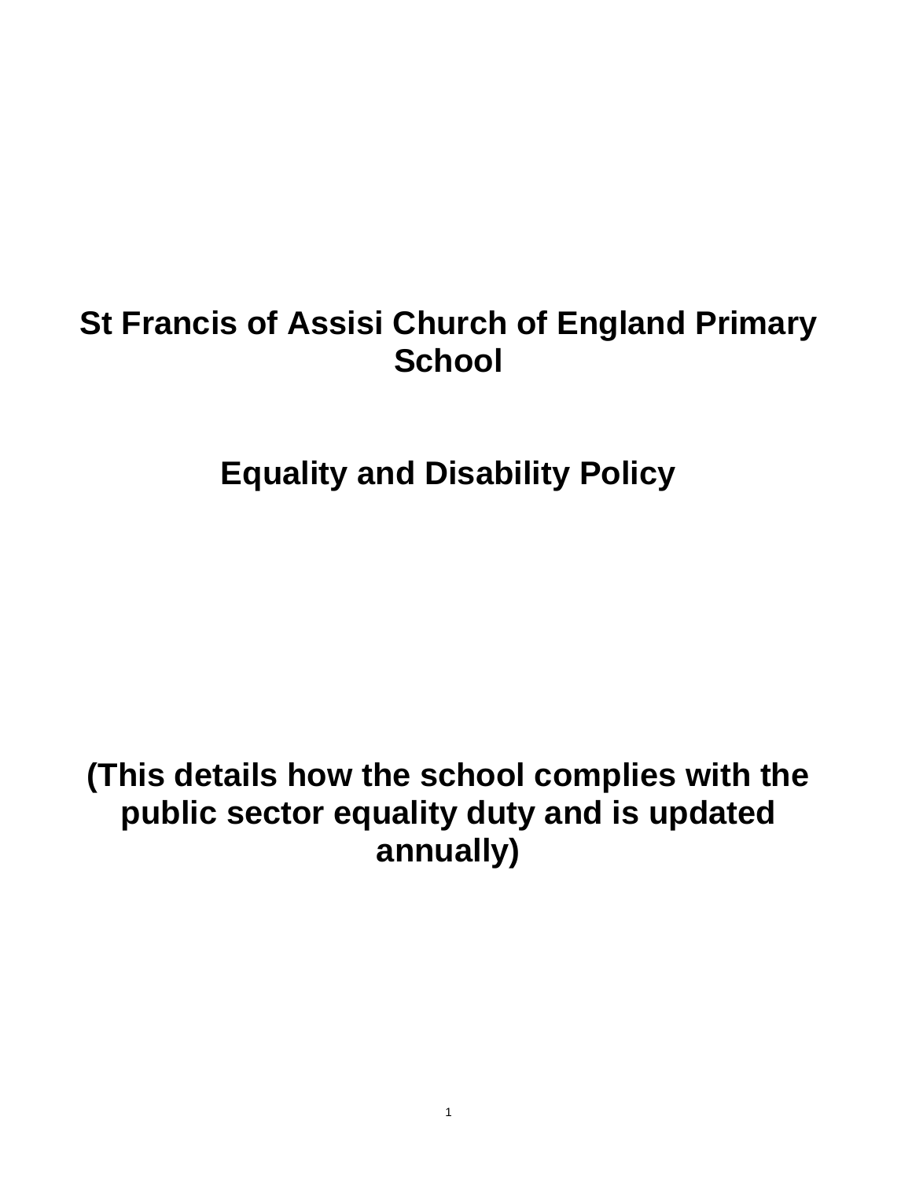# St Francis of Assisi Church of England Primary School

# Equality and Disability Policy

**(This details how the school complies with the public sector equality duty and is updated annually)**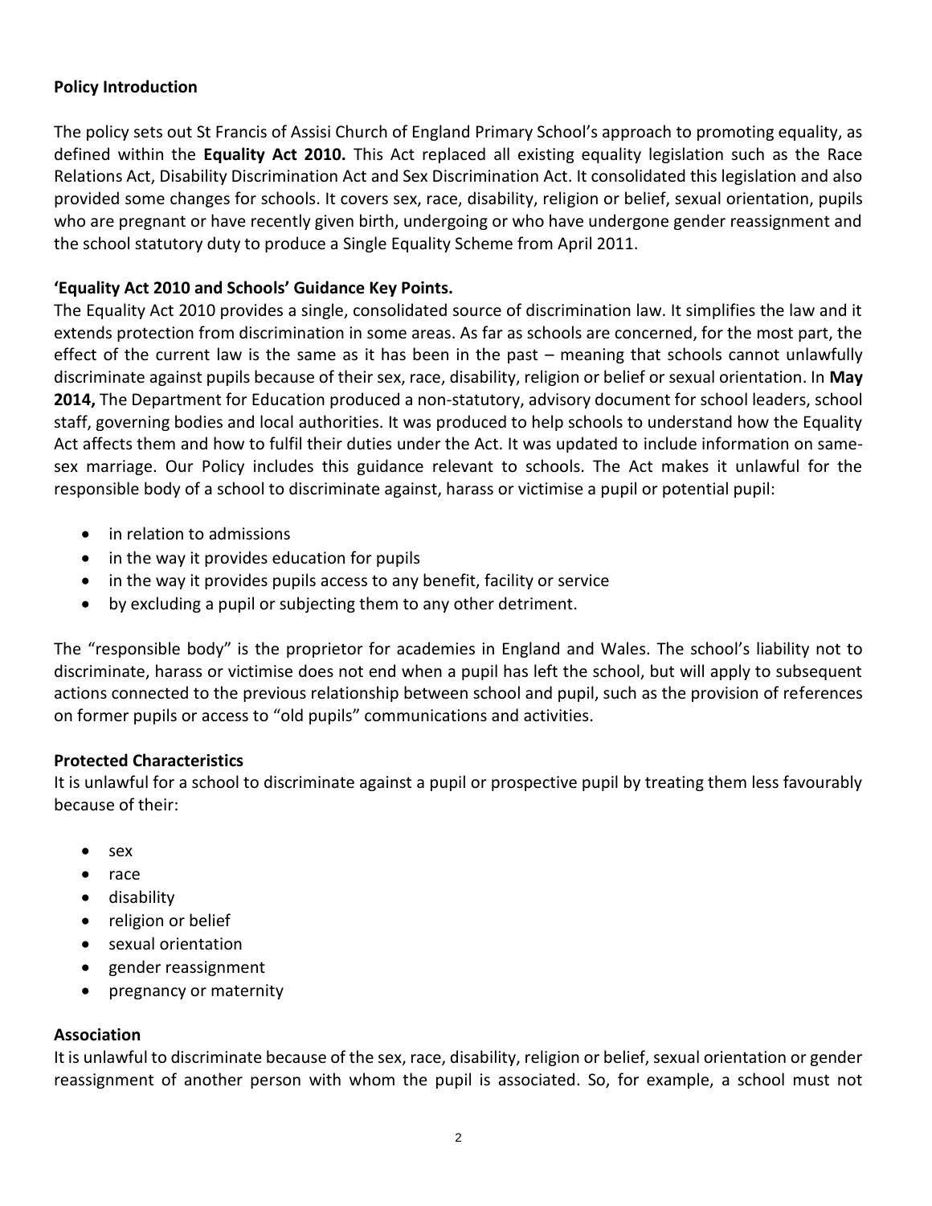**Policy Introduction**

The policy sets out St Francis of Assisi Church of England Primary School's approach to promoting equality, as defined within the **Equality Act 2010.** This Act replaced all existing equality legislation such as the Race Relations Act, Disability Discrimination Act and Sex Discrimination Act. It consolidated this legislation and also provided some changes for schools. It covers sex, race, disability, religion or belief, sexual orientation, pupils who are pregnant or have recently given birth, undergoing or who have undergone gender reassignment and the school statutory duty to produce a Single Equality Scheme from April 2011.

**'Equality Act 2010 and Schools' Guidance Key Points.**

The Equality Act 2010 provides a single, consolidated source of discrimination law. It simplifies the law and it extends protection from discrimination in some areas. As far as schools are concerned, for the most part, the effect of the current law is the same as it has been in the past – meaning that schools cannot unlawfully discriminate against pupils because of their sex, race, disability, religion or belief or sexual orientation. In **May 2014,** The Department for Education produced a non-statutory, advisory document for school leaders, school staff, governing bodies and local authorities. It was produced to help schools to understand how the Equality Act affects them and how to fulfil their duties under the Act. It was updated to include information on same-sex marriage. Our Policy includes this guidance relevant to schools. The Act makes it unlawful for the responsible body of a school to discriminate against, harass or victimise a pupil or potential pupil:

- in relation to admissions
- in the way it provides education for pupils
- in the way it provides pupils access to any benefit, facility or service
- by excluding a pupil or subjecting them to any other detriment.

The "responsible body" is the proprietor for academies in England and Wales. The school's liability not to discriminate, harass or victimise does not end when a pupil has left the school, but will apply to subsequent actions connected to the previous relationship between school and pupil, such as the provision of references on former pupils or access to "old pupils" communications and activities.

**Protected Characteristics**

It is unlawful for a school to discriminate against a pupil or prospective pupil by treating them less favourably because of their:

- sex
- race
- disability
- religion or belief
- sexual orientation
- gender reassignment
- pregnancy or maternity

**Association**

It is unlawful to discriminate because of the sex, race, disability, religion or belief, sexual orientation or gender reassignment of another person with whom the pupil is associated. So, for example, a school must not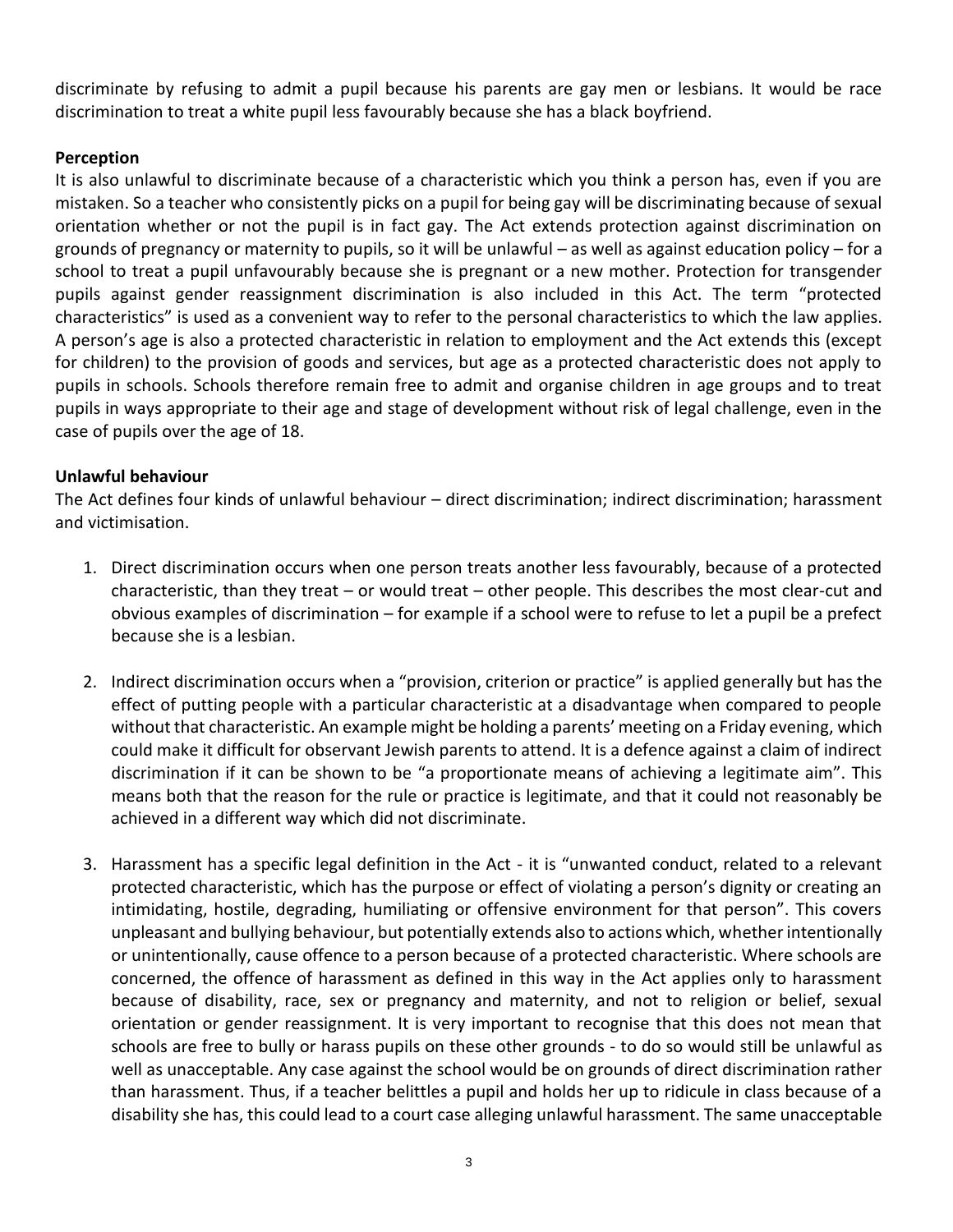discriminate by refusing to admit a pupil because his parents are gay men or lesbians. It would be race discrimination to treat a white pupil less favourably because she has a black boyfriend.

**Perception**

It is also unlawful to discriminate because of a characteristic which you think a person has, even if you are mistaken. So a teacher who consistently picks on a pupil for being gay will be discriminating because of sexual orientation whether or not the pupil is in fact gay. The Act extends protection against discrimination on grounds of pregnancy or maternity to pupils, so it will be unlawful – as well as against education policy – for a school to treat a pupil unfavourably because she is pregnant or a new mother. Protection for transgender pupils against gender reassignment discrimination is also included in this Act. The term "protected characteristics" is used as a convenient way to refer to the personal characteristics to which the law applies. A person's age is also a protected characteristic in relation to employment and the Act extends this (except for children) to the provision of goods and services, but age as a protected characteristic does not apply to pupils in schools. Schools therefore remain free to admit and organise children in age groups and to treat pupils in ways appropriate to their age and stage of development without risk of legal challenge, even in the case of pupils over the age of 18.

**Unlawful behaviour**

The Act defines four kinds of unlawful behaviour – direct discrimination; indirect discrimination; harassment and victimisation.

1. Direct discrimination occurs when one person treats another less favourably, because of a protected characteristic, than they treat – or would treat – other people. This describes the most clear-cut and obvious examples of discrimination – for example if a school were to refuse to let a pupil be a prefect because she is a lesbian.

2. Indirect discrimination occurs when a "provision, criterion or practice" is applied generally but has the effect of putting people with a particular characteristic at a disadvantage when compared to people without that characteristic. An example might be holding a parents' meeting on a Friday evening, which could make it difficult for observant Jewish parents to attend. It is a defence against a claim of indirect discrimination if it can be shown to be "a proportionate means of achieving a legitimate aim". This means both that the reason for the rule or practice is legitimate, and that it could not reasonably be achieved in a different way which did not discriminate.

3. Harassment has a specific legal definition in the Act - it is "unwanted conduct, related to a relevant protected characteristic, which has the purpose or effect of violating a person's dignity or creating an intimidating, hostile, degrading, humiliating or offensive environment for that person". This covers unpleasant and bullying behaviour, but potentially extends also to actions which, whether intentionally or unintentionally, cause offence to a person because of a protected characteristic. Where schools are concerned, the offence of harassment as defined in this way in the Act applies only to harassment because of disability, race, sex or pregnancy and maternity, and not to religion or belief, sexual orientation or gender reassignment. It is very important to recognise that this does not mean that schools are free to bully or harass pupils on these other grounds - to do so would still be unlawful as well as unacceptable. Any case against the school would be on grounds of direct discrimination rather than harassment. Thus, if a teacher belittles a pupil and holds her up to ridicule in class because of a disability she has, this could lead to a court case alleging unlawful harassment. The same unacceptable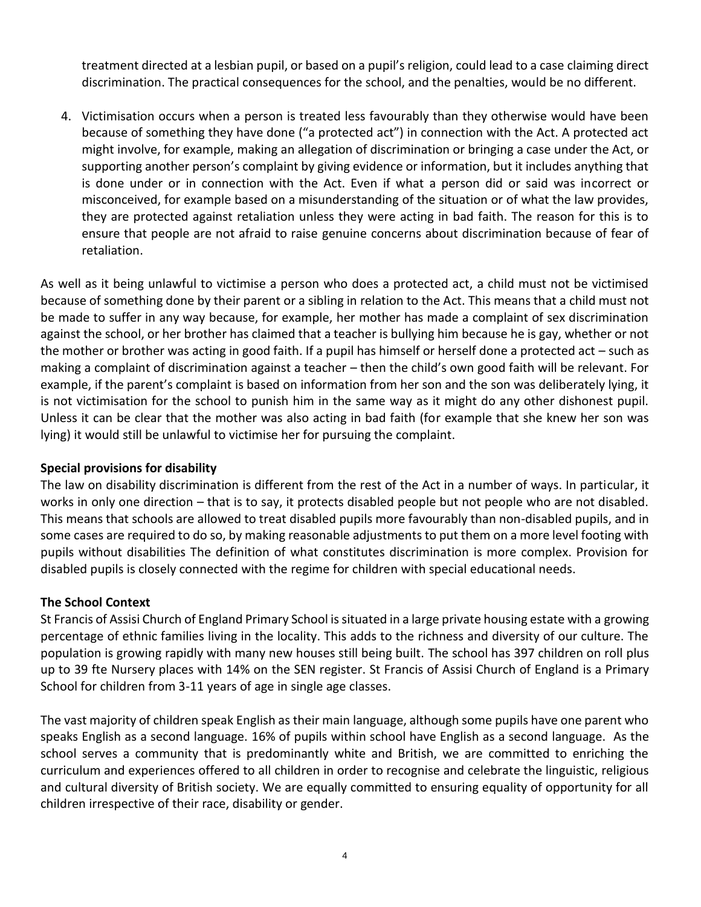treatment directed at a lesbian pupil, or based on a pupil's religion, could lead to a case claiming direct discrimination. The practical consequences for the school, and the penalties, would be no different.

4. Victimisation occurs when a person is treated less favourably than they otherwise would have been because of something they have done ("a protected act") in connection with the Act. A protected act might involve, for example, making an allegation of discrimination or bringing a case under the Act, or supporting another person's complaint by giving evidence or information, but it includes anything that is done under or in connection with the Act. Even if what a person did or said was incorrect or misconceived, for example based on a misunderstanding of the situation or of what the law provides, they are protected against retaliation unless they were acting in bad faith. The reason for this is to ensure that people are not afraid to raise genuine concerns about discrimination because of fear of retaliation.

As well as it being unlawful to victimise a person who does a protected act, a child must not be victimised because of something done by their parent or a sibling in relation to the Act. This means that a child must not be made to suffer in any way because, for example, her mother has made a complaint of sex discrimination against the school, or her brother has claimed that a teacher is bullying him because he is gay, whether or not the mother or brother was acting in good faith. If a pupil has himself or herself done a protected act – such as making a complaint of discrimination against a teacher – then the child's own good faith will be relevant. For example, if the parent's complaint is based on information from her son and the son was deliberately lying, it is not victimisation for the school to punish him in the same way as it might do any other dishonest pupil. Unless it can be clear that the mother was also acting in bad faith (for example that she knew her son was lying) it would still be unlawful to victimise her for pursuing the complaint.

**Special provisions for disability**

The law on disability discrimination is different from the rest of the Act in a number of ways. In particular, it works in only one direction – that is to say, it protects disabled people but not people who are not disabled. This means that schools are allowed to treat disabled pupils more favourably than non-disabled pupils, and in some cases are required to do so, by making reasonable adjustments to put them on a more level footing with pupils without disabilities The definition of what constitutes discrimination is more complex. Provision for disabled pupils is closely connected with the regime for children with special educational needs.

**The School Context**

St Francis of Assisi Church of England Primary School is situated in a large private housing estate with a growing percentage of ethnic families living in the locality. This adds to the richness and diversity of our culture. The population is growing rapidly with many new houses still being built. The school has 397 children on roll plus up to 39 fte Nursery places with 14% on the SEN register. St Francis of Assisi Church of England is a Primary School for children from 3-11 years of age in single age classes.

The vast majority of children speak English as their main language, although some pupils have one parent who speaks English as a second language. 16% of pupils within school have English as a second language. As the school serves a community that is predominantly white and British, we are committed to enriching the curriculum and experiences offered to all children in order to recognise and celebrate the linguistic, religious and cultural diversity of British society. We are equally committed to ensuring equality of opportunity for all children irrespective of their race, disability or gender.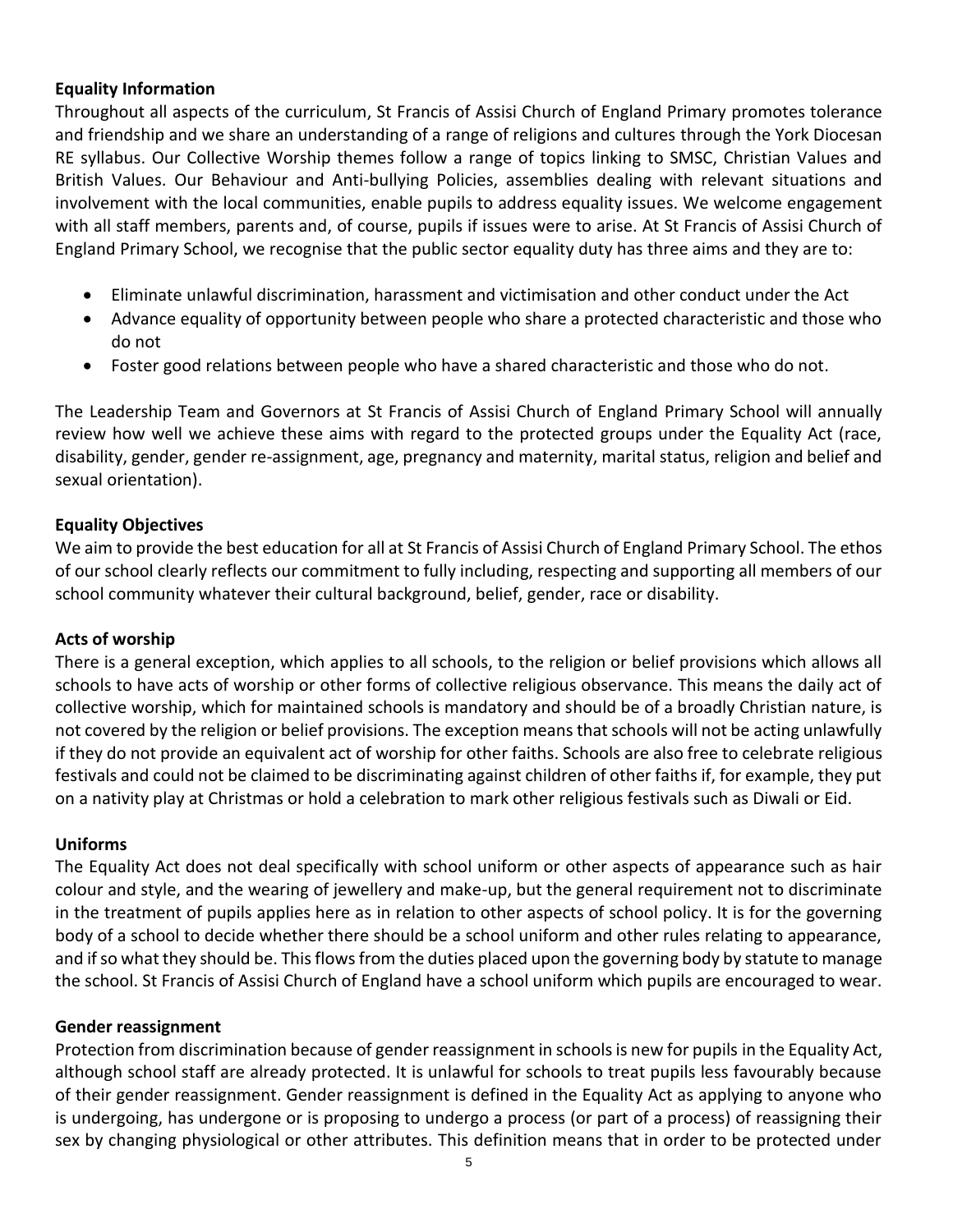**Equality Information**

Throughout all aspects of the curriculum, St Francis of Assisi Church of England Primary promotes tolerance and friendship and we share an understanding of a range of religions and cultures through the York Diocesan RE syllabus. Our Collective Worship themes follow a range of topics linking to SMSC, Christian Values and British Values. Our Behaviour and Anti-bullying Policies, assemblies dealing with relevant situations and involvement with the local communities, enable pupils to address equality issues. We welcome engagement with all staff members, parents and, of course, pupils if issues were to arise. At St Francis of Assisi Church of England Primary School, we recognise that the public sector equality duty has three aims and they are to:

- Eliminate unlawful discrimination, harassment and victimisation and other conduct under the Act
- Advance equality of opportunity between people who share a protected characteristic and those who do not
- Foster good relations between people who have a shared characteristic and those who do not.

The Leadership Team and Governors at St Francis of Assisi Church of England Primary School will annually review how well we achieve these aims with regard to the protected groups under the Equality Act (race, disability, gender, gender re-assignment, age, pregnancy and maternity, marital status, religion and belief and sexual orientation).

**Equality Objectives**

We aim to provide the best education for all at St Francis of Assisi Church of England Primary School. The ethos of our school clearly reflects our commitment to fully including, respecting and supporting all members of our school community whatever their cultural background, belief, gender, race or disability.

**Acts of worship**

There is a general exception, which applies to all schools, to the religion or belief provisions which allows all schools to have acts of worship or other forms of collective religious observance. This means the daily act of collective worship, which for maintained schools is mandatory and should be of a broadly Christian nature, is not covered by the religion or belief provisions. The exception means that schools will not be acting unlawfully if they do not provide an equivalent act of worship for other faiths. Schools are also free to celebrate religious festivals and could not be claimed to be discriminating against children of other faiths if, for example, they put on a nativity play at Christmas or hold a celebration to mark other religious festivals such as Diwali or Eid.

**Uniforms**

The Equality Act does not deal specifically with school uniform or other aspects of appearance such as hair colour and style, and the wearing of jewellery and make-up, but the general requirement not to discriminate in the treatment of pupils applies here as in relation to other aspects of school policy. It is for the governing body of a school to decide whether there should be a school uniform and other rules relating to appearance, and if so what they should be. This flows from the duties placed upon the governing body by statute to manage the school. St Francis of Assisi Church of England have a school uniform which pupils are encouraged to wear.

**Gender reassignment**

Protection from discrimination because of gender reassignment in schools is new for pupils in the Equality Act, although school staff are already protected. It is unlawful for schools to treat pupils less favourably because of their gender reassignment. Gender reassignment is defined in the Equality Act as applying to anyone who is undergoing, has undergone or is proposing to undergo a process (or part of a process) of reassigning their sex by changing physiological or other attributes. This definition means that in order to be protected under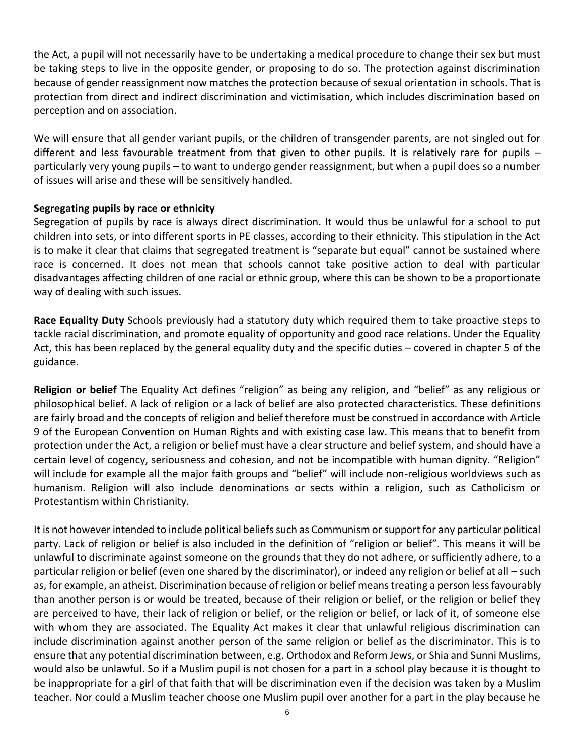the Act, a pupil will not necessarily have to be undertaking a medical procedure to change their sex but must be taking steps to live in the opposite gender, or proposing to do so. The protection against discrimination because of gender reassignment now matches the protection because of sexual orientation in schools. That is protection from direct and indirect discrimination and victimisation, which includes discrimination based on perception and on association.

We will ensure that all gender variant pupils, or the children of transgender parents, are not singled out for different and less favourable treatment from that given to other pupils. It is relatively rare for pupils – particularly very young pupils – to want to undergo gender reassignment, but when a pupil does so a number of issues will arise and these will be sensitively handled.

**Segregating pupils by race or ethnicity**
Segregation of pupils by race is always direct discrimination. It would thus be unlawful for a school to put children into sets, or into different sports in PE classes, according to their ethnicity. This stipulation in the Act is to make it clear that claims that segregated treatment is "separate but equal" cannot be sustained where race is concerned. It does not mean that schools cannot take positive action to deal with particular disadvantages affecting children of one racial or ethnic group, where this can be shown to be a proportionate way of dealing with such issues.

**Race Equality Duty** Schools previously had a statutory duty which required them to take proactive steps to tackle racial discrimination, and promote equality of opportunity and good race relations. Under the Equality Act, this has been replaced by the general equality duty and the specific duties – covered in chapter 5 of the guidance.

**Religion or belief** The Equality Act defines "religion" as being any religion, and "belief" as any religious or philosophical belief. A lack of religion or a lack of belief are also protected characteristics. These definitions are fairly broad and the concepts of religion and belief therefore must be construed in accordance with Article 9 of the European Convention on Human Rights and with existing case law. This means that to benefit from protection under the Act, a religion or belief must have a clear structure and belief system, and should have a certain level of cogency, seriousness and cohesion, and not be incompatible with human dignity. "Religion" will include for example all the major faith groups and "belief" will include non-religious worldviews such as humanism. Religion will also include denominations or sects within a religion, such as Catholicism or Protestantism within Christianity.

It is not however intended to include political beliefs such as Communism or support for any particular political party. Lack of religion or belief is also included in the definition of "religion or belief". This means it will be unlawful to discriminate against someone on the grounds that they do not adhere, or sufficiently adhere, to a particular religion or belief (even one shared by the discriminator), or indeed any religion or belief at all – such as, for example, an atheist. Discrimination because of religion or belief means treating a person less favourably than another person is or would be treated, because of their religion or belief, or the religion or belief they are perceived to have, their lack of religion or belief, or the religion or belief, or lack of it, of someone else with whom they are associated. The Equality Act makes it clear that unlawful religious discrimination can include discrimination against another person of the same religion or belief as the discriminator. This is to ensure that any potential discrimination between, e.g. Orthodox and Reform Jews, or Shia and Sunni Muslims, would also be unlawful. So if a Muslim pupil is not chosen for a part in a school play because it is thought to be inappropriate for a girl of that faith that will be discrimination even if the decision was taken by a Muslim teacher. Nor could a Muslim teacher choose one Muslim pupil over another for a part in the play because he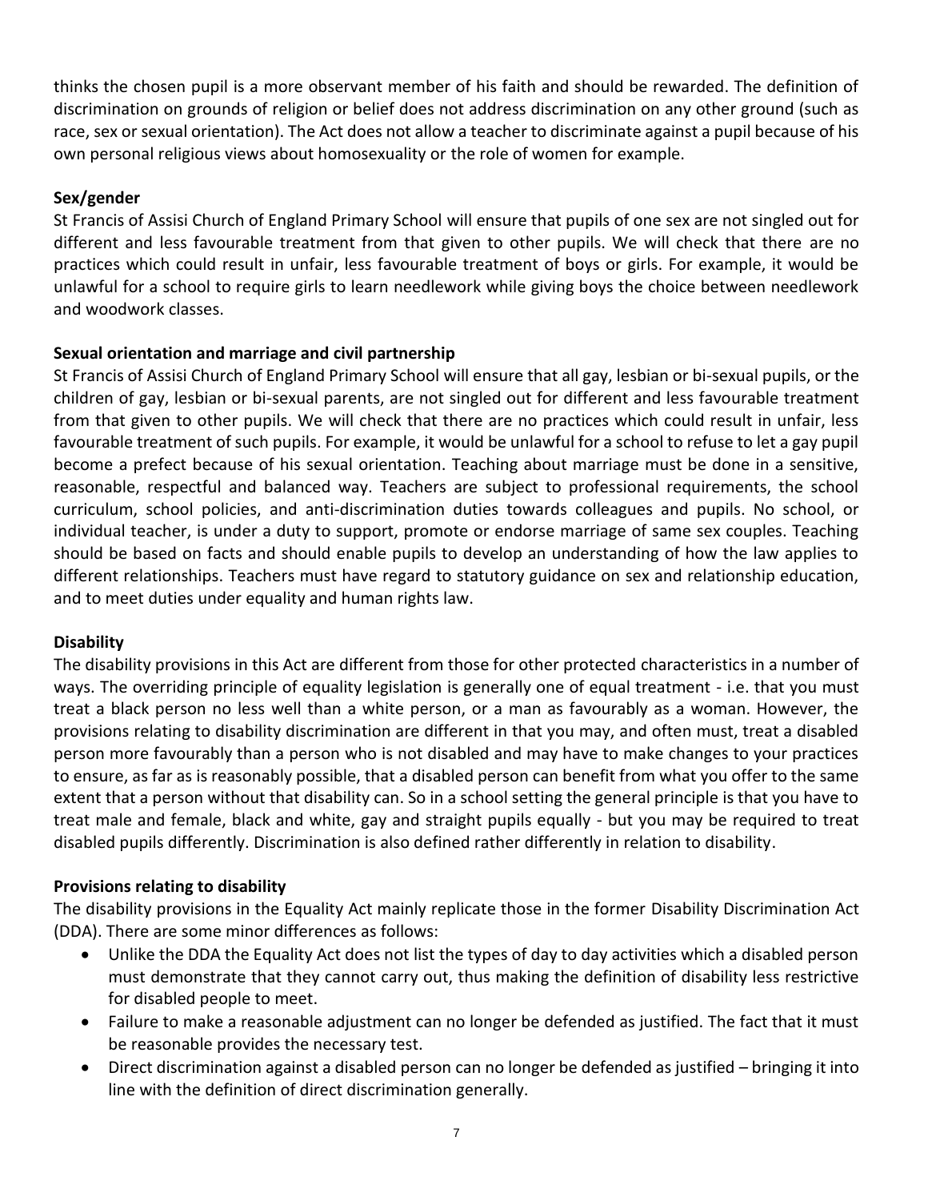thinks the chosen pupil is a more observant member of his faith and should be rewarded. The definition of discrimination on grounds of religion or belief does not address discrimination on any other ground (such as race, sex or sexual orientation). The Act does not allow a teacher to discriminate against a pupil because of his own personal religious views about homosexuality or the role of women for example.

**Sex/gender**

St Francis of Assisi Church of England Primary School will ensure that pupils of one sex are not singled out for different and less favourable treatment from that given to other pupils. We will check that there are no practices which could result in unfair, less favourable treatment of boys or girls. For example, it would be unlawful for a school to require girls to learn needlework while giving boys the choice between needlework and woodwork classes.

**Sexual orientation and marriage and civil partnership**

St Francis of Assisi Church of England Primary School will ensure that all gay, lesbian or bi-sexual pupils, or the children of gay, lesbian or bi-sexual parents, are not singled out for different and less favourable treatment from that given to other pupils. We will check that there are no practices which could result in unfair, less favourable treatment of such pupils. For example, it would be unlawful for a school to refuse to let a gay pupil become a prefect because of his sexual orientation. Teaching about marriage must be done in a sensitive, reasonable, respectful and balanced way. Teachers are subject to professional requirements, the school curriculum, school policies, and anti-discrimination duties towards colleagues and pupils. No school, or individual teacher, is under a duty to support, promote or endorse marriage of same sex couples. Teaching should be based on facts and should enable pupils to develop an understanding of how the law applies to different relationships. Teachers must have regard to statutory guidance on sex and relationship education, and to meet duties under equality and human rights law.

**Disability**

The disability provisions in this Act are different from those for other protected characteristics in a number of ways. The overriding principle of equality legislation is generally one of equal treatment - i.e. that you must treat a black person no less well than a white person, or a man as favourably as a woman. However, the provisions relating to disability discrimination are different in that you may, and often must, treat a disabled person more favourably than a person who is not disabled and may have to make changes to your practices to ensure, as far as is reasonably possible, that a disabled person can benefit from what you offer to the same extent that a person without that disability can. So in a school setting the general principle is that you have to treat male and female, black and white, gay and straight pupils equally - but you may be required to treat disabled pupils differently. Discrimination is also defined rather differently in relation to disability.

**Provisions relating to disability**

The disability provisions in the Equality Act mainly replicate those in the former Disability Discrimination Act (DDA). There are some minor differences as follows:

- Unlike the DDA the Equality Act does not list the types of day to day activities which a disabled person must demonstrate that they cannot carry out, thus making the definition of disability less restrictive for disabled people to meet.
- Failure to make a reasonable adjustment can no longer be defended as justified. The fact that it must be reasonable provides the necessary test.
- Direct discrimination against a disabled person can no longer be defended as justified – bringing it into line with the definition of direct discrimination generally.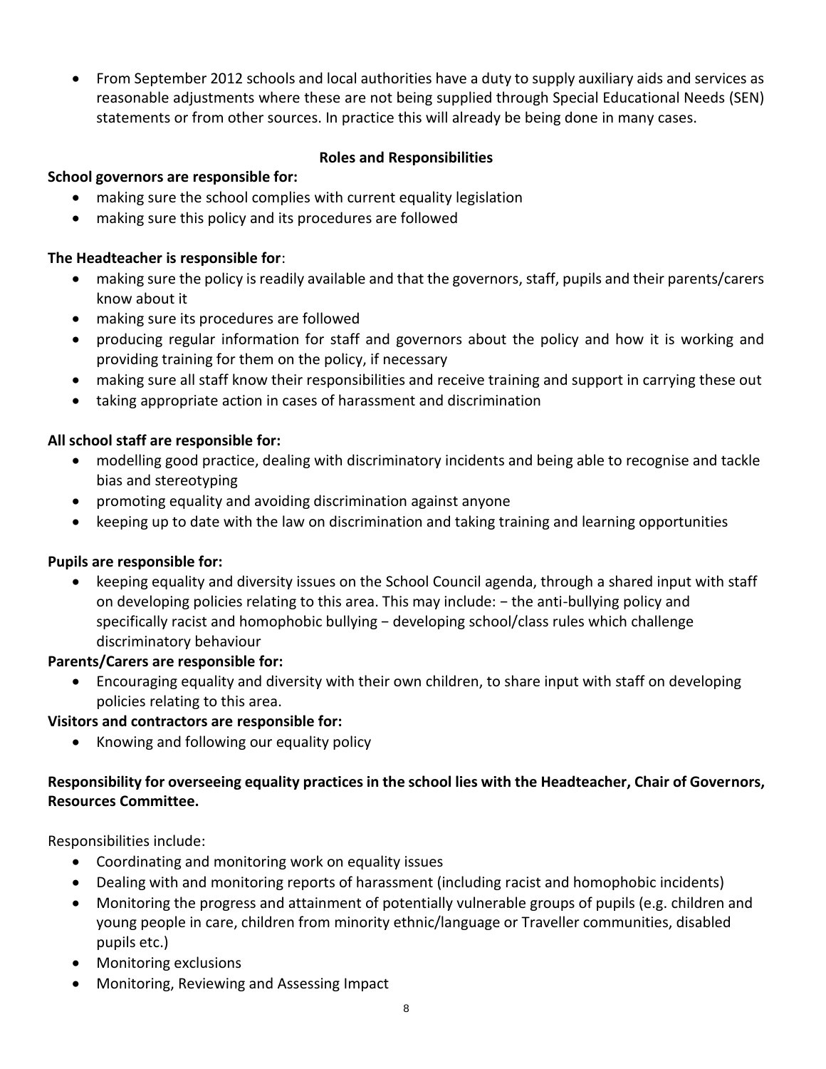- From September 2012 schools and local authorities have a duty to supply auxiliary aids and services as reasonable adjustments where these are not being supplied through Special Educational Needs (SEN) statements or from other sources. In practice this will already be being done in many cases.

## Roles and Responsibilities

**School governors are responsible for:**

- making sure the school complies with current equality legislation
- making sure this policy and its procedures are followed

**The Headteacher is responsible for**:

- making sure the policy is readily available and that the governors, staff, pupils and their parents/carers know about it
- making sure its procedures are followed
- producing regular information for staff and governors about the policy and how it is working and providing training for them on the policy, if necessary
- making sure all staff know their responsibilities and receive training and support in carrying these out
- taking appropriate action in cases of harassment and discrimination

**All school staff are responsible for:**

- modelling good practice, dealing with discriminatory incidents and being able to recognise and tackle bias and stereotyping
- promoting equality and avoiding discrimination against anyone
- keeping up to date with the law on discrimination and taking training and learning opportunities

**Pupils are responsible for:**

- keeping equality and diversity issues on the School Council agenda, through a shared input with staff on developing policies relating to this area. This may include: − the anti-bullying policy and specifically racist and homophobic bullying − developing school/class rules which challenge discriminatory behaviour

**Parents/Carers are responsible for:**

- Encouraging equality and diversity with their own children, to share input with staff on developing policies relating to this area.

**Visitors and contractors are responsible for:**

- Knowing and following our equality policy

**Responsibility for overseeing equality practices in the school lies with the Headteacher, Chair of Governors, Resources Committee.**

Responsibilities include:

- Coordinating and monitoring work on equality issues
- Dealing with and monitoring reports of harassment (including racist and homophobic incidents)
- Monitoring the progress and attainment of potentially vulnerable groups of pupils (e.g. children and young people in care, children from minority ethnic/language or Traveller communities, disabled pupils etc.)
- Monitoring exclusions
- Monitoring, Reviewing and Assessing Impact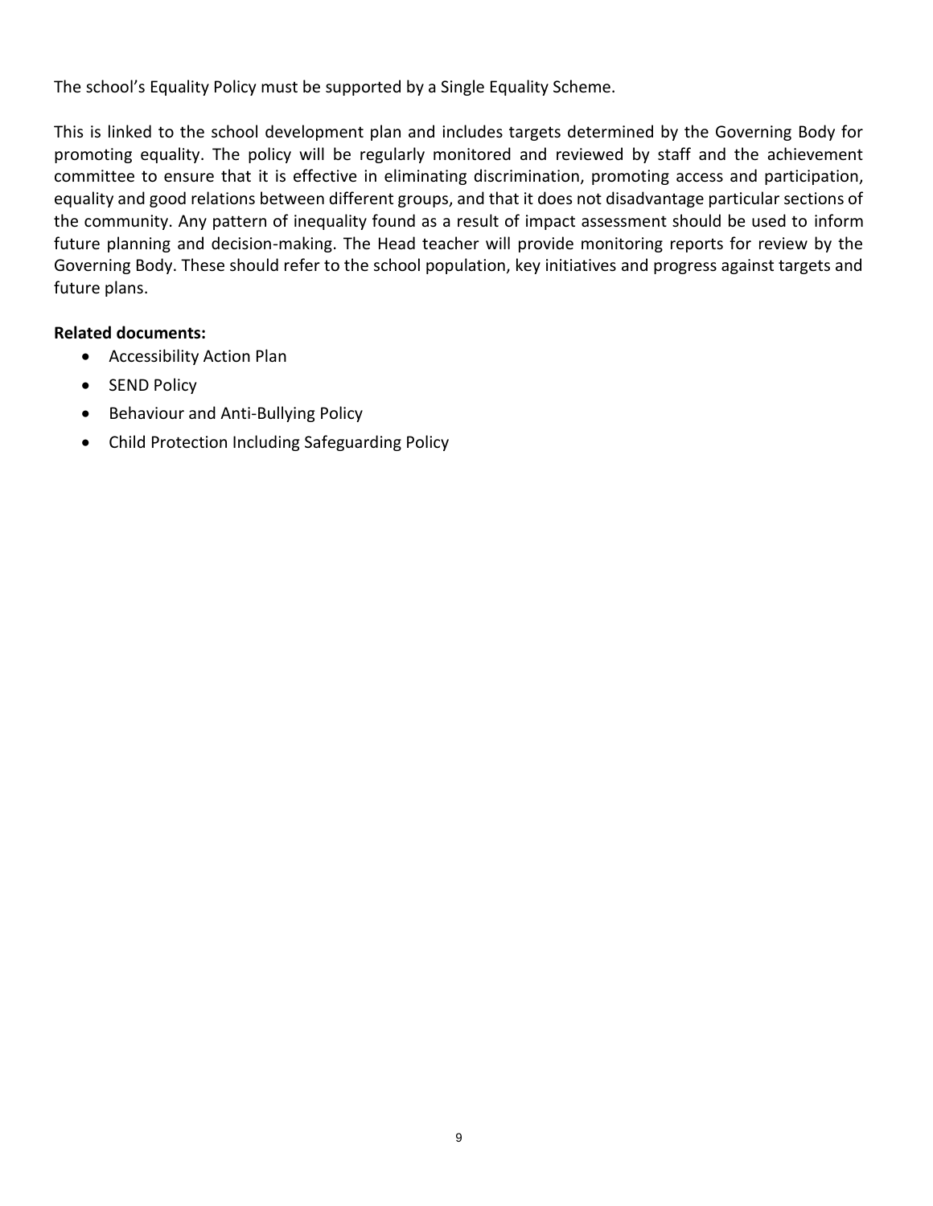The school's Equality Policy must be supported by a Single Equality Scheme.

This is linked to the school development plan and includes targets determined by the Governing Body for promoting equality. The policy will be regularly monitored and reviewed by staff and the achievement committee to ensure that it is effective in eliminating discrimination, promoting access and participation, equality and good relations between different groups, and that it does not disadvantage particular sections of the community. Any pattern of inequality found as a result of impact assessment should be used to inform future planning and decision-making. The Head teacher will provide monitoring reports for review by the Governing Body. These should refer to the school population, key initiatives and progress against targets and future plans.

**Related documents:**

- Accessibility Action Plan
- SEND Policy
- Behaviour and Anti-Bullying Policy
- Child Protection Including Safeguarding Policy